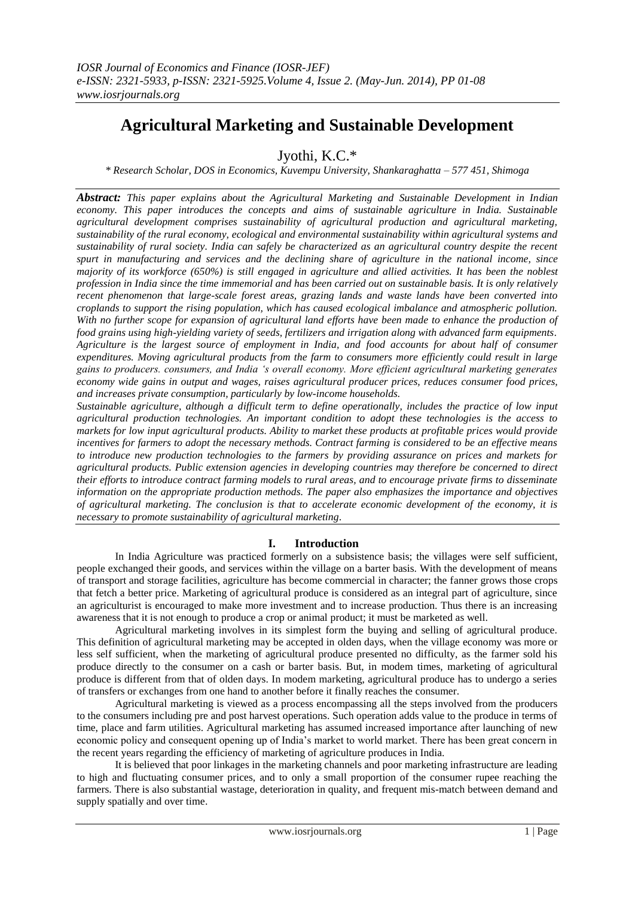# Agricultural Marketing and Sustainable Development

Jyothi, K.C.*

*\* Research Scholar, DOS in Economics, Kuvempu University, Shankaraghatta – 577 451, Shimoga*

***Abstract:*** *This paper explains about the Agricultural Marketing and Sustainable Development in Indian economy. This paper introduces the concepts and aims of sustainable agriculture in India. Sustainable agricultural development comprises sustainability of agricultural production and agricultural marketing, sustainability of the rural economy, ecological and environmental sustainability within agricultural systems and sustainability of rural society. India can safely be characterized as an agricultural country despite the recent spurt in manufacturing and services and the declining share of agriculture in the national income, since majority of its workforce (650%) is still engaged in agriculture and allied activities. It has been the noblest profession in India since the time immemorial and has been carried out on sustainable basis. It is only relatively recent phenomenon that large-scale forest areas, grazing lands and waste lands have been converted into croplands to support the rising population, which has caused ecological imbalance and atmospheric pollution. With no further scope for expansion of agricultural land efforts have been made to enhance the production of food grains using high-yielding variety of seeds, fertilizers and irrigation along with advanced farm equipments. Agriculture is the largest source of employment in India, and food accounts for about half of consumer expenditures. Moving agricultural products from the farm to consumers more efficiently could result in large gains to producers. consumers, and India 's overall economy. More efficient agricultural marketing generates economy wide gains in output and wages, raises agricultural producer prices, reduces consumer food prices, and increases private consumption, particularly by low-income households.*

*Sustainable agriculture, although a difficult term to define operationally, includes the practice of low input agricultural production technologies. An important condition to adopt these technologies is the access to markets for low input agricultural products. Ability to market these products at profitable prices would provide incentives for farmers to adopt the necessary methods. Contract farming is considered to be an effective means to introduce new production technologies to the farmers by providing assurance on prices and markets for agricultural products. Public extension agencies in developing countries may therefore be concerned to direct their efforts to introduce contract farming models to rural areas, and to encourage private firms to disseminate information on the appropriate production methods. The paper also emphasizes the importance and objectives of agricultural marketing. The conclusion is that to accelerate economic development of the economy, it is necessary to promote sustainability of agricultural marketing.*

## I. Introduction

In India Agriculture was practiced formerly on a subsistence basis; the villages were self sufficient, people exchanged their goods, and services within the village on a barter basis. With the development of means of transport and storage facilities, agriculture has become commercial in character; the fanner grows those crops that fetch a better price. Marketing of agricultural produce is considered as an integral part of agriculture, since an agriculturist is encouraged to make more investment and to increase production. Thus there is an increasing awareness that it is not enough to produce a crop or animal product; it must be marketed as well.

Agricultural marketing involves in its simplest form the buying and selling of agricultural produce. This definition of agricultural marketing may be accepted in olden days, when the village economy was more or less self sufficient, when the marketing of agricultural produce presented no difficulty, as the farmer sold his produce directly to the consumer on a cash or barter basis. But, in modem times, marketing of agricultural produce is different from that of olden days. In modem marketing, agricultural produce has to undergo a series of transfers or exchanges from one hand to another before it finally reaches the consumer.

Agricultural marketing is viewed as a process encompassing all the steps involved from the producers to the consumers including pre and post harvest operations. Such operation adds value to the produce in terms of time, place and farm utilities. Agricultural marketing has assumed increased importance after launching of new economic policy and consequent opening up of India's market to world market. There has been great concern in the recent years regarding the efficiency of marketing of agriculture produces in India.

It is believed that poor linkages in the marketing channels and poor marketing infrastructure are leading to high and fluctuating consumer prices, and to only a small proportion of the consumer rupee reaching the farmers. There is also substantial wastage, deterioration in quality, and frequent mis-match between demand and supply spatially and over time.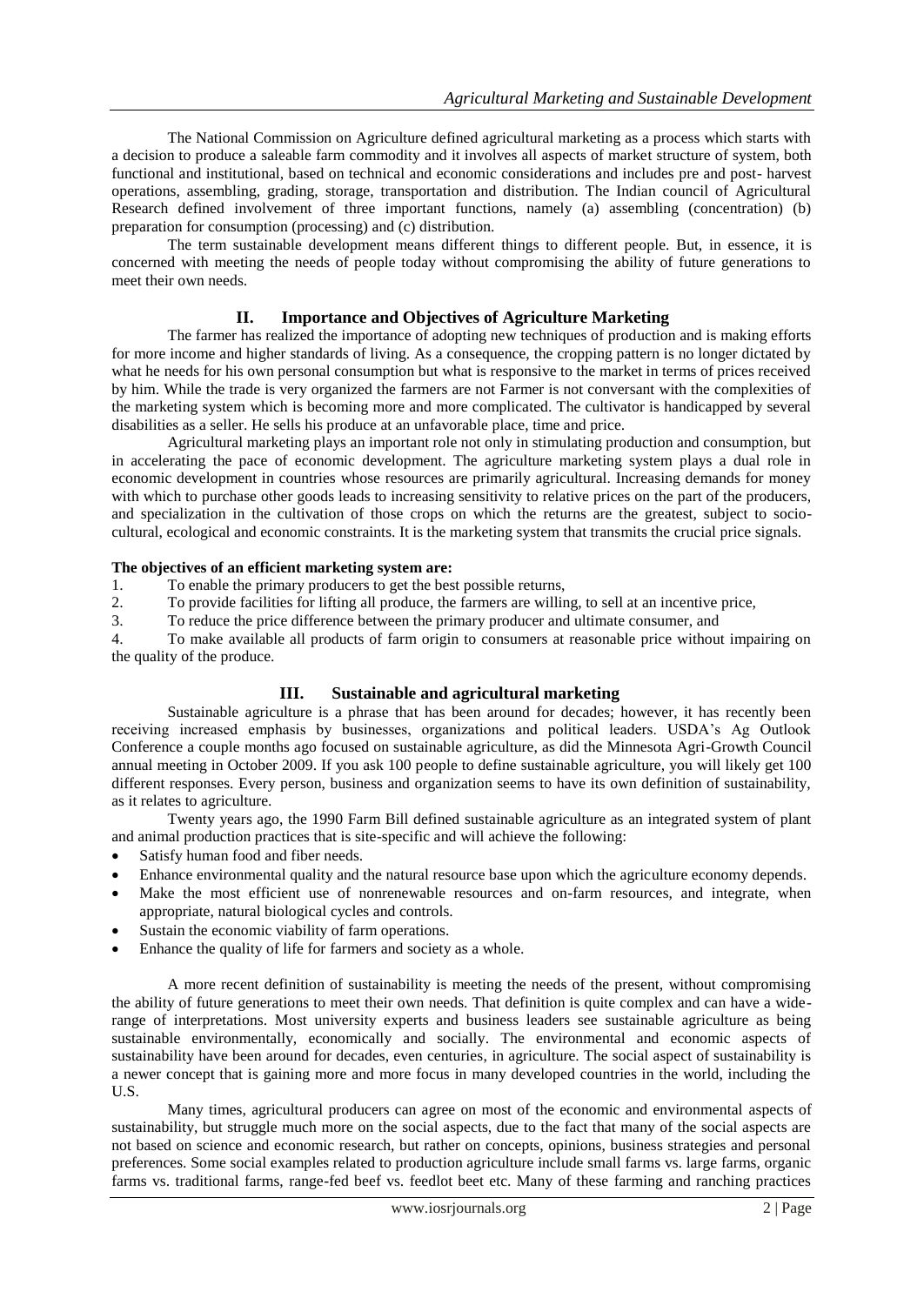The National Commission on Agriculture defined agricultural marketing as a process which starts with a decision to produce a saleable farm commodity and it involves all aspects of market structure of system, both functional and institutional, based on technical and economic considerations and includes pre and post- harvest operations, assembling, grading, storage, transportation and distribution. The Indian council of Agricultural Research defined involvement of three important functions, namely (a) assembling (concentration) (b) preparation for consumption (processing) and (c) distribution.

The term sustainable development means different things to different people. But, in essence, it is concerned with meeting the needs of people today without compromising the ability of future generations to meet their own needs.

## II. Importance and Objectives of Agriculture Marketing

The farmer has realized the importance of adopting new techniques of production and is making efforts for more income and higher standards of living. As a consequence, the cropping pattern is no longer dictated by what he needs for his own personal consumption but what is responsive to the market in terms of prices received by him. While the trade is very organized the farmers are not Farmer is not conversant with the complexities of the marketing system which is becoming more and more complicated. The cultivator is handicapped by several disabilities as a seller. He sells his produce at an unfavorable place, time and price.

Agricultural marketing plays an important role not only in stimulating production and consumption, but in accelerating the pace of economic development. The agriculture marketing system plays a dual role in economic development in countries whose resources are primarily agricultural. Increasing demands for money with which to purchase other goods leads to increasing sensitivity to relative prices on the part of the producers, and specialization in the cultivation of those crops on which the returns are the greatest, subject to socio-cultural, ecological and economic constraints. It is the marketing system that transmits the crucial price signals.

**The objectives of an efficient marketing system are:**

1. To enable the primary producers to get the best possible returns,
2. To provide facilities for lifting all produce, the farmers are willing, to sell at an incentive price,
3. To reduce the price difference between the primary producer and ultimate consumer, and
4. To make available all products of farm origin to consumers at reasonable price without impairing on the quality of the produce.

## III. Sustainable and agricultural marketing

Sustainable agriculture is a phrase that has been around for decades; however, it has recently been receiving increased emphasis by businesses, organizations and political leaders. USDA's Ag Outlook Conference a couple months ago focused on sustainable agriculture, as did the Minnesota Agri-Growth Council annual meeting in October 2009. If you ask 100 people to define sustainable agriculture, you will likely get 100 different responses. Every person, business and organization seems to have its own definition of sustainability, as it relates to agriculture.

Twenty years ago, the 1990 Farm Bill defined sustainable agriculture as an integrated system of plant and animal production practices that is site-specific and will achieve the following:

- Satisfy human food and fiber needs.
- Enhance environmental quality and the natural resource base upon which the agriculture economy depends.
- Make the most efficient use of nonrenewable resources and on-farm resources, and integrate, when appropriate, natural biological cycles and controls.
- Sustain the economic viability of farm operations.
- Enhance the quality of life for farmers and society as a whole.

A more recent definition of sustainability is meeting the needs of the present, without compromising the ability of future generations to meet their own needs. That definition is quite complex and can have a wide-range of interpretations. Most university experts and business leaders see sustainable agriculture as being sustainable environmentally, economically and socially. The environmental and economic aspects of sustainability have been around for decades, even centuries, in agriculture. The social aspect of sustainability is a newer concept that is gaining more and more focus in many developed countries in the world, including the U.S.

Many times, agricultural producers can agree on most of the economic and environmental aspects of sustainability, but struggle much more on the social aspects, due to the fact that many of the social aspects are not based on science and economic research, but rather on concepts, opinions, business strategies and personal preferences. Some social examples related to production agriculture include small farms vs. large farms, organic farms vs. traditional farms, range-fed beef vs. feedlot beet etc. Many of these farming and ranching practices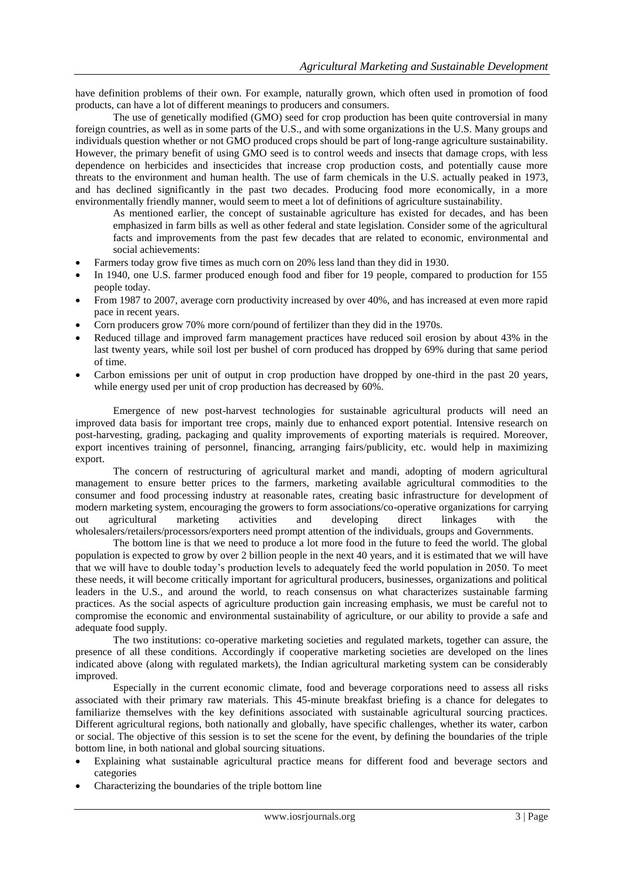have definition problems of their own. For example, naturally grown, which often used in promotion of food products, can have a lot of different meanings to producers and consumers.

The use of genetically modified (GMO) seed for crop production has been quite controversial in many foreign countries, as well as in some parts of the U.S., and with some organizations in the U.S. Many groups and individuals question whether or not GMO produced crops should be part of long-range agriculture sustainability. However, the primary benefit of using GMO seed is to control weeds and insects that damage crops, with less dependence on herbicides and insecticides that increase crop production costs, and potentially cause more threats to the environment and human health. The use of farm chemicals in the U.S. actually peaked in 1973, and has declined significantly in the past two decades. Producing food more economically, in a more environmentally friendly manner, would seem to meet a lot of definitions of agriculture sustainability.

As mentioned earlier, the concept of sustainable agriculture has existed for decades, and has been emphasized in farm bills as well as other federal and state legislation. Consider some of the agricultural facts and improvements from the past few decades that are related to economic, environmental and social achievements:

- Farmers today grow five times as much corn on 20% less land than they did in 1930.
- In 1940, one U.S. farmer produced enough food and fiber for 19 people, compared to production for 155 people today.
- From 1987 to 2007, average corn productivity increased by over 40%, and has increased at even more rapid pace in recent years.
- Corn producers grow 70% more corn/pound of fertilizer than they did in the 1970s.
- Reduced tillage and improved farm management practices have reduced soil erosion by about 43% in the last twenty years, while soil lost per bushel of corn produced has dropped by 69% during that same period of time.
- Carbon emissions per unit of output in crop production have dropped by one-third in the past 20 years, while energy used per unit of crop production has decreased by 60%.

Emergence of new post-harvest technologies for sustainable agricultural products will need an improved data basis for important tree crops, mainly due to enhanced export potential. Intensive research on post-harvesting, grading, packaging and quality improvements of exporting materials is required. Moreover, export incentives training of personnel, financing, arranging fairs/publicity, etc. would help in maximizing export.

The concern of restructuring of agricultural market and mandi, adopting of modern agricultural management to ensure better prices to the farmers, marketing available agricultural commodities to the consumer and food processing industry at reasonable rates, creating basic infrastructure for development of modern marketing system, encouraging the growers to form associations/co-operative organizations for carrying out agricultural marketing activities and developing direct linkages with the wholesalers/retailers/processors/exporters need prompt attention of the individuals, groups and Governments.

The bottom line is that we need to produce a lot more food in the future to feed the world. The global population is expected to grow by over 2 billion people in the next 40 years, and it is estimated that we will have that we will have to double today's production levels to adequately feed the world population in 2050. To meet these needs, it will become critically important for agricultural producers, businesses, organizations and political leaders in the U.S., and around the world, to reach consensus on what characterizes sustainable farming practices. As the social aspects of agriculture production gain increasing emphasis, we must be careful not to compromise the economic and environmental sustainability of agriculture, or our ability to provide a safe and adequate food supply.

The two institutions: co-operative marketing societies and regulated markets, together can assure, the presence of all these conditions. Accordingly if cooperative marketing societies are developed on the lines indicated above (along with regulated markets), the Indian agricultural marketing system can be considerably improved.

Especially in the current economic climate, food and beverage corporations need to assess all risks associated with their primary raw materials. This 45-minute breakfast briefing is a chance for delegates to familiarize themselves with the key definitions associated with sustainable agricultural sourcing practices. Different agricultural regions, both nationally and globally, have specific challenges, whether its water, carbon or social. The objective of this session is to set the scene for the event, by defining the boundaries of the triple bottom line, in both national and global sourcing situations.

- Explaining what sustainable agricultural practice means for different food and beverage sectors and categories
- Characterizing the boundaries of the triple bottom line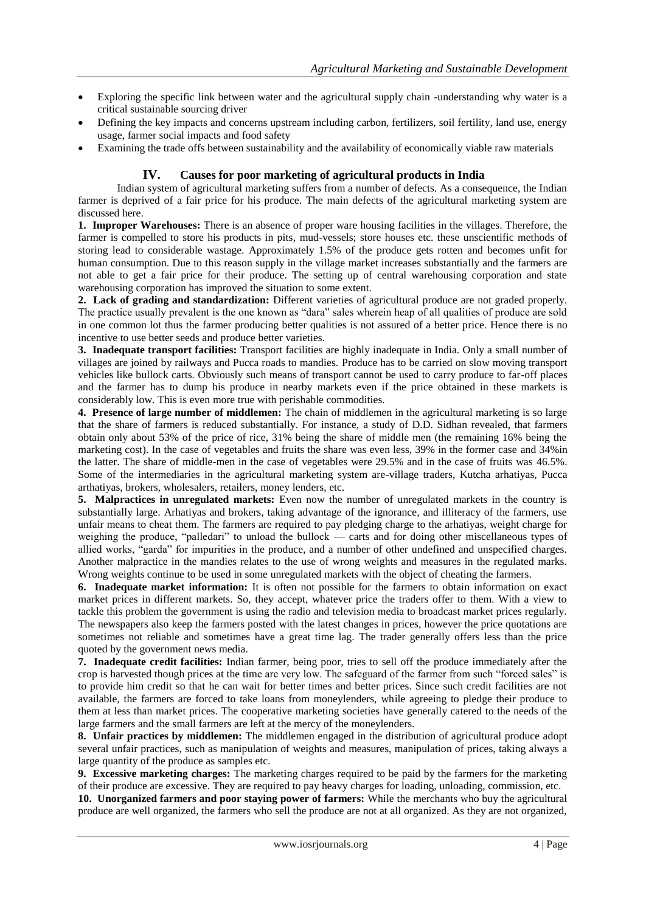- Exploring the specific link between water and the agricultural supply chain -understanding why water is a critical sustainable sourcing driver
- Defining the key impacts and concerns upstream including carbon, fertilizers, soil fertility, land use, energy usage, farmer social impacts and food safety
- Examining the trade offs between sustainability and the availability of economically viable raw materials

## IV. Causes for poor marketing of agricultural products in India

Indian system of agricultural marketing suffers from a number of defects. As a consequence, the Indian farmer is deprived of a fair price for his produce. The main defects of the agricultural marketing system are discussed here.

**1. Improper Warehouses:** There is an absence of proper ware housing facilities in the villages. Therefore, the farmer is compelled to store his products in pits, mud-vessels; store houses etc. these unscientific methods of storing lead to considerable wastage. Approximately 1.5% of the produce gets rotten and becomes unfit for human consumption. Due to this reason supply in the village market increases substantially and the farmers are not able to get a fair price for their produce. The setting up of central warehousing corporation and state warehousing corporation has improved the situation to some extent.

**2. Lack of grading and standardization:** Different varieties of agricultural produce are not graded properly. The practice usually prevalent is the one known as "dara" sales wherein heap of all qualities of produce are sold in one common lot thus the farmer producing better qualities is not assured of a better price. Hence there is no incentive to use better seeds and produce better varieties.

**3. Inadequate transport facilities:** Transport facilities are highly inadequate in India. Only a small number of villages are joined by railways and Pucca roads to mandies. Produce has to be carried on slow moving transport vehicles like bullock carts. Obviously such means of transport cannot be used to carry produce to far-off places and the farmer has to dump his produce in nearby markets even if the price obtained in these markets is considerably low. This is even more true with perishable commodities.

**4. Presence of large number of middlemen:** The chain of middlemen in the agricultural marketing is so large that the share of farmers is reduced substantially. For instance, a study of D.D. Sidhan revealed, that farmers obtain only about 53% of the price of rice, 31% being the share of middle men (the remaining 16% being the marketing cost). In the case of vegetables and fruits the share was even less, 39% in the former case and 34%in the latter. The share of middle-men in the case of vegetables were 29.5% and in the case of fruits was 46.5%. Some of the intermediaries in the agricultural marketing system are-village traders, Kutcha arhatiyas, Pucca arthatiyas, brokers, wholesalers, retailers, money lenders, etc.

**5. Malpractices in unregulated markets:** Even now the number of unregulated markets in the country is substantially large. Arhatiyas and brokers, taking advantage of the ignorance, and illiteracy of the farmers, use unfair means to cheat them. The farmers are required to pay pledging charge to the arhatiyas, weight charge for weighing the produce, "palledari" to unload the bullock — carts and for doing other miscellaneous types of allied works, "garda" for impurities in the produce, and a number of other undefined and unspecified charges. Another malpractice in the mandies relates to the use of wrong weights and measures in the regulated marks. Wrong weights continue to be used in some unregulated markets with the object of cheating the farmers.

**6. Inadequate market information:** It is often not possible for the farmers to obtain information on exact market prices in different markets. So, they accept, whatever price the traders offer to them. With a view to tackle this problem the government is using the radio and television media to broadcast market prices regularly. The newspapers also keep the farmers posted with the latest changes in prices, however the price quotations are sometimes not reliable and sometimes have a great time lag. The trader generally offers less than the price quoted by the government news media.

**7. Inadequate credit facilities:** Indian farmer, being poor, tries to sell off the produce immediately after the crop is harvested though prices at the time are very low. The safeguard of the farmer from such "forced sales" is to provide him credit so that he can wait for better times and better prices. Since such credit facilities are not available, the farmers are forced to take loans from moneylenders, while agreeing to pledge their produce to them at less than market prices. The cooperative marketing societies have generally catered to the needs of the large farmers and the small farmers are left at the mercy of the moneylenders.

**8. Unfair practices by middlemen:** The middlemen engaged in the distribution of agricultural produce adopt several unfair practices, such as manipulation of weights and measures, manipulation of prices, taking always a large quantity of the produce as samples etc.

**9. Excessive marketing charges:** The marketing charges required to be paid by the farmers for the marketing of their produce are excessive. They are required to pay heavy charges for loading, unloading, commission, etc.

**10. Unorganized farmers and poor staying power of farmers:** While the merchants who buy the agricultural produce are well organized, the farmers who sell the produce are not at all organized. As they are not organized,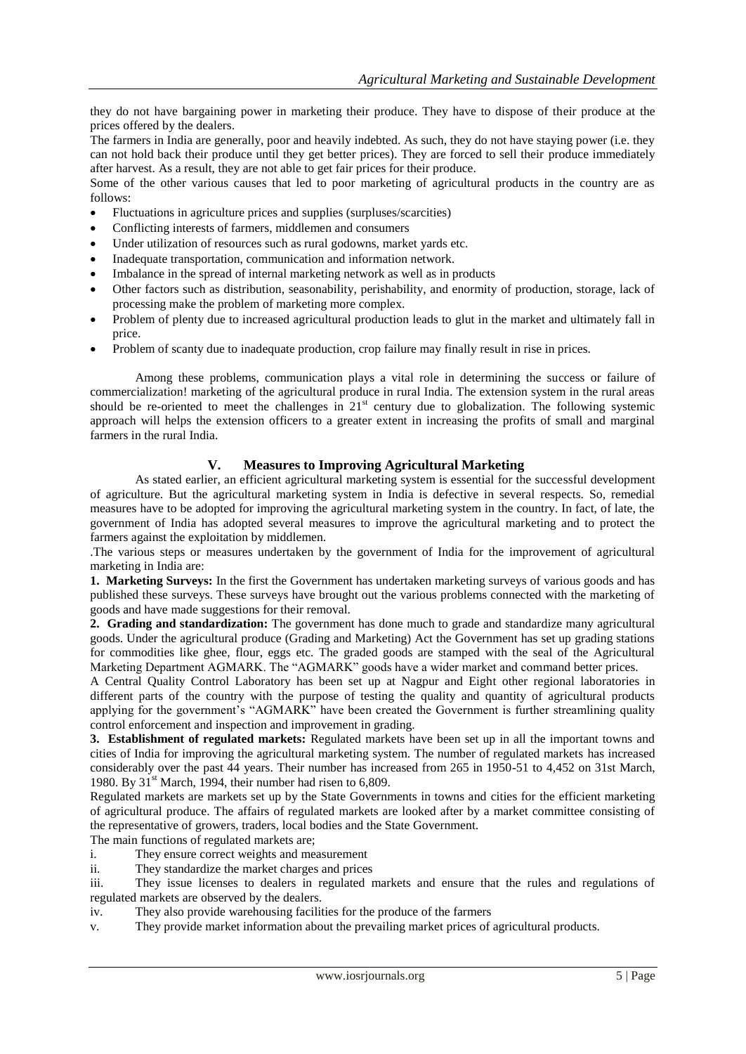they do not have bargaining power in marketing their produce. They have to dispose of their produce at the prices offered by the dealers.

The farmers in India are generally, poor and heavily indebted. As such, they do not have staying power (i.e. they can not hold back their produce until they get better prices). They are forced to sell their produce immediately after harvest. As a result, they are not able to get fair prices for their produce.

Some of the other various causes that led to poor marketing of agricultural products in the country are as follows:

- Fluctuations in agriculture prices and supplies (surpluses/scarcities)
- Conflicting interests of farmers, middlemen and consumers
- Under utilization of resources such as rural godowns, market yards etc.
- Inadequate transportation, communication and information network.
- Imbalance in the spread of internal marketing network as well as in products
- Other factors such as distribution, seasonability, perishability, and enormity of production, storage, lack of processing make the problem of marketing more complex.
- Problem of plenty due to increased agricultural production leads to glut in the market and ultimately fall in price.
- Problem of scanty due to inadequate production, crop failure may finally result in rise in prices.

Among these problems, communication plays a vital role in determining the success or failure of commercialization! marketing of the agricultural produce in rural India. The extension system in the rural areas should be re-oriented to meet the challenges in 21st century due to globalization. The following systemic approach will helps the extension officers to a greater extent in increasing the profits of small and marginal farmers in the rural India.

## V. Measures to Improving Agricultural Marketing

As stated earlier, an efficient agricultural marketing system is essential for the successful development of agriculture. But the agricultural marketing system in India is defective in several respects. So, remedial measures have to be adopted for improving the agricultural marketing system in the country. In fact, of late, the government of India has adopted several measures to improve the agricultural marketing and to protect the farmers against the exploitation by middlemen.

.The various steps or measures undertaken by the government of India for the improvement of agricultural marketing in India are:

**1. Marketing Surveys:** In the first the Government has undertaken marketing surveys of various goods and has published these surveys. These surveys have brought out the various problems connected with the marketing of goods and have made suggestions for their removal.

**2. Grading and standardization:** The government has done much to grade and standardize many agricultural goods. Under the agricultural produce (Grading and Marketing) Act the Government has set up grading stations for commodities like ghee, flour, eggs etc. The graded goods are stamped with the seal of the Agricultural Marketing Department AGMARK. The "AGMARK" goods have a wider market and command better prices.

A Central Quality Control Laboratory has been set up at Nagpur and Eight other regional laboratories in different parts of the country with the purpose of testing the quality and quantity of agricultural products applying for the government's "AGMARK" have been created the Government is further streamlining quality control enforcement and inspection and improvement in grading.

**3. Establishment of regulated markets:** Regulated markets have been set up in all the important towns and cities of India for improving the agricultural marketing system. The number of regulated markets has increased considerably over the past 44 years. Their number has increased from 265 in 1950-51 to 4,452 on 31st March, 1980. By 31st March, 1994, their number had risen to 6,809.

Regulated markets are markets set up by the State Governments in towns and cities for the efficient marketing of agricultural produce. The affairs of regulated markets are looked after by a market committee consisting of the representative of growers, traders, local bodies and the State Government.

The main functions of regulated markets are;

i. They ensure correct weights and measurement
ii. They standardize the market charges and prices
iii. They issue licenses to dealers in regulated markets and ensure that the rules and regulations of regulated markets are observed by the dealers.
iv. They also provide warehousing facilities for the produce of the farmers
v. They provide market information about the prevailing market prices of agricultural products.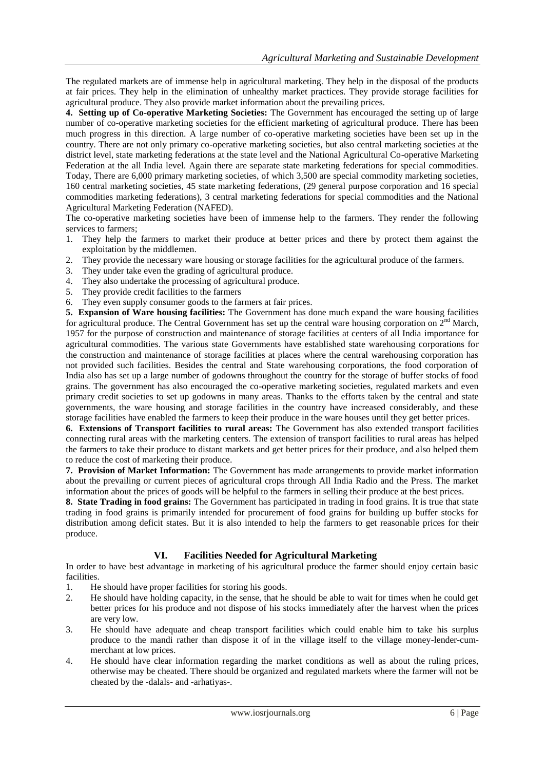The regulated markets are of immense help in agricultural marketing. They help in the disposal of the products at fair prices. They help in the elimination of unhealthy market practices. They provide storage facilities for agricultural produce. They also provide market information about the prevailing prices.

**4. Setting up of Co-operative Marketing Societies:** The Government has encouraged the setting up of large number of co-operative marketing societies for the efficient marketing of agricultural produce. There has been much progress in this direction. A large number of co-operative marketing societies have been set up in the country. There are not only primary co-operative marketing societies, but also central marketing societies at the district level, state marketing federations at the state level and the National Agricultural Co-operative Marketing Federation at the all India level. Again there are separate state marketing federations for special commodities. Today, There are 6,000 primary marketing societies, of which 3,500 are special commodity marketing societies, 160 central marketing societies, 45 state marketing federations, (29 general purpose corporation and 16 special commodities marketing federations), 3 central marketing federations for special commodities and the National Agricultural Marketing Federation (NAFED).

The co-operative marketing societies have been of immense help to the farmers. They render the following services to farmers;

1. They help the farmers to market their produce at better prices and there by protect them against the exploitation by the middlemen.
2. They provide the necessary ware housing or storage facilities for the agricultural produce of the farmers.
3. They under take even the grading of agricultural produce.
4. They also undertake the processing of agricultural produce.
5. They provide credit facilities to the farmers
6. They even supply consumer goods to the farmers at fair prices.

**5. Expansion of Ware housing facilities:** The Government has done much expand the ware housing facilities for agricultural produce. The Central Government has set up the central ware housing corporation on 2nd March, 1957 for the purpose of construction and maintenance of storage facilities at centers of all India importance for agricultural commodities. The various state Governments have established state warehousing corporations for the construction and maintenance of storage facilities at places where the central warehousing corporation has not provided such facilities. Besides the central and State warehousing corporations, the food corporation of India also has set up a large number of godowns throughout the country for the storage of buffer stocks of food grains. The government has also encouraged the co-operative marketing societies, regulated markets and even primary credit societies to set up godowns in many areas. Thanks to the efforts taken by the central and state governments, the ware housing and storage facilities in the country have increased considerably, and these storage facilities have enabled the farmers to keep their produce in the ware houses until they get better prices.

**6. Extensions of Transport facilities to rural areas:** The Government has also extended transport facilities connecting rural areas with the marketing centers. The extension of transport facilities to rural areas has helped the farmers to take their produce to distant markets and get better prices for their produce, and also helped them to reduce the cost of marketing their produce.

**7. Provision of Market Information:** The Government has made arrangements to provide market information about the prevailing or current pieces of agricultural crops through All India Radio and the Press. The market information about the prices of goods will be helpful to the farmers in selling their produce at the best prices.

**8. State Trading in food grains:** The Government has participated in trading in food grains. It is true that state trading in food grains is primarily intended for procurement of food grains for building up buffer stocks for distribution among deficit states. But it is also intended to help the farmers to get reasonable prices for their produce.

## VI. Facilities Needed for Agricultural Marketing

In order to have best advantage in marketing of his agricultural produce the farmer should enjoy certain basic facilities.

1. He should have proper facilities for storing his goods.
2. He should have holding capacity, in the sense, that he should be able to wait for times when he could get better prices for his produce and not dispose of his stocks immediately after the harvest when the prices are very low.
3. He should have adequate and cheap transport facilities which could enable him to take his surplus produce to the mandi rather than dispose it of in the village itself to the village money-lender-cum-merchant at low prices.
4. He should have clear information regarding the market conditions as well as about the ruling prices, otherwise may be cheated. There should be organized and regulated markets where the farmer will not be cheated by the -dalals- and -arhatiyas-.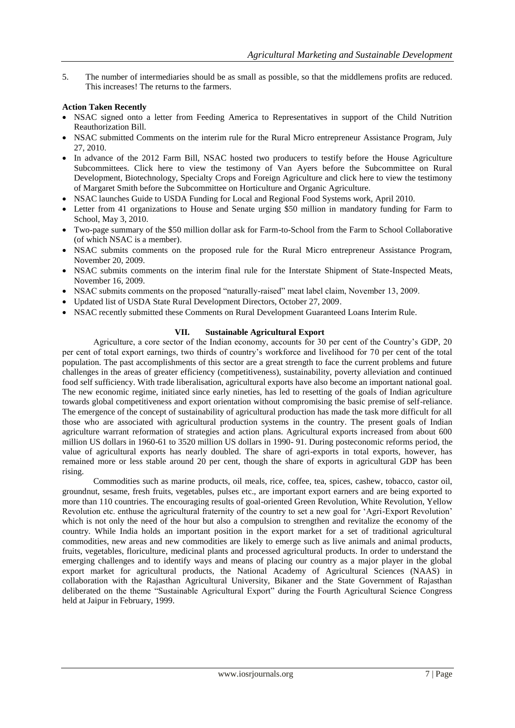5. The number of intermediaries should be as small as possible, so that the middlemens profits are reduced. This increases! The returns to the farmers.

**Action Taken Recently**

- NSAC signed onto a letter from Feeding America to Representatives in support of the Child Nutrition Reauthorization Bill.
- NSAC submitted Comments on the interim rule for the Rural Micro entrepreneur Assistance Program, July 27, 2010.
- In advance of the 2012 Farm Bill, NSAC hosted two producers to testify before the House Agriculture Subcommittees. Click here to view the testimony of Van Ayers before the Subcommittee on Rural Development, Biotechnology, Specialty Crops and Foreign Agriculture and click here to view the testimony of Margaret Smith before the Subcommittee on Horticulture and Organic Agriculture.
- NSAC launches Guide to USDA Funding for Local and Regional Food Systems work, April 2010.
- Letter from 41 organizations to House and Senate urging $50 million in mandatory funding for Farm to School, May 3, 2010.
- Two-page summary of the $50 million dollar ask for Farm-to-School from the Farm to School Collaborative (of which NSAC is a member).
- NSAC submits comments on the proposed rule for the Rural Micro entrepreneur Assistance Program, November 20, 2009.
- NSAC submits comments on the interim final rule for the Interstate Shipment of State-Inspected Meats, November 16, 2009.
- NSAC submits comments on the proposed "naturally-raised" meat label claim, November 13, 2009.
- Updated list of USDA State Rural Development Directors, October 27, 2009.
- NSAC recently submitted these Comments on Rural Development Guaranteed Loans Interim Rule.

## VII. Sustainable Agricultural Export

Agriculture, a core sector of the Indian economy, accounts for 30 per cent of the Country's GDP, 20 per cent of total export earnings, two thirds of country's workforce and livelihood for 70 per cent of the total population. The past accomplishments of this sector are a great strength to face the current problems and future challenges in the areas of greater efficiency (competitiveness), sustainability, poverty alleviation and continued food self sufficiency. With trade liberalisation, agricultural exports have also become an important national goal. The new economic regime, initiated since early nineties, has led to resetting of the goals of Indian agriculture towards global competitiveness and export orientation without compromising the basic premise of self-reliance. The emergence of the concept of sustainability of agricultural production has made the task more difficult for all those who are associated with agricultural production systems in the country. The present goals of Indian agriculture warrant reformation of strategies and action plans. Agricultural exports increased from about 600 million US dollars in 1960-61 to 3520 million US dollars in 1990- 91. During posteconomic reforms period, the value of agricultural exports has nearly doubled. The share of agri-exports in total exports, however, has remained more or less stable around 20 per cent, though the share of exports in agricultural GDP has been rising.

Commodities such as marine products, oil meals, rice, coffee, tea, spices, cashew, tobacco, castor oil, groundnut, sesame, fresh fruits, vegetables, pulses etc., are important export earners and are being exported to more than 110 countries. The encouraging results of goal-oriented Green Revolution, White Revolution, Yellow Revolution etc. enthuse the agricultural fraternity of the country to set a new goal for 'Agri-Export Revolution' which is not only the need of the hour but also a compulsion to strengthen and revitalize the economy of the country. While India holds an important position in the export market for a set of traditional agricultural commodities, new areas and new commodities are likely to emerge such as live animals and animal products, fruits, vegetables, floriculture, medicinal plants and processed agricultural products. In order to understand the emerging challenges and to identify ways and means of placing our country as a major player in the global export market for agricultural products, the National Academy of Agricultural Sciences (NAAS) in collaboration with the Rajasthan Agricultural University, Bikaner and the State Government of Rajasthan deliberated on the theme "Sustainable Agricultural Export" during the Fourth Agricultural Science Congress held at Jaipur in February, 1999.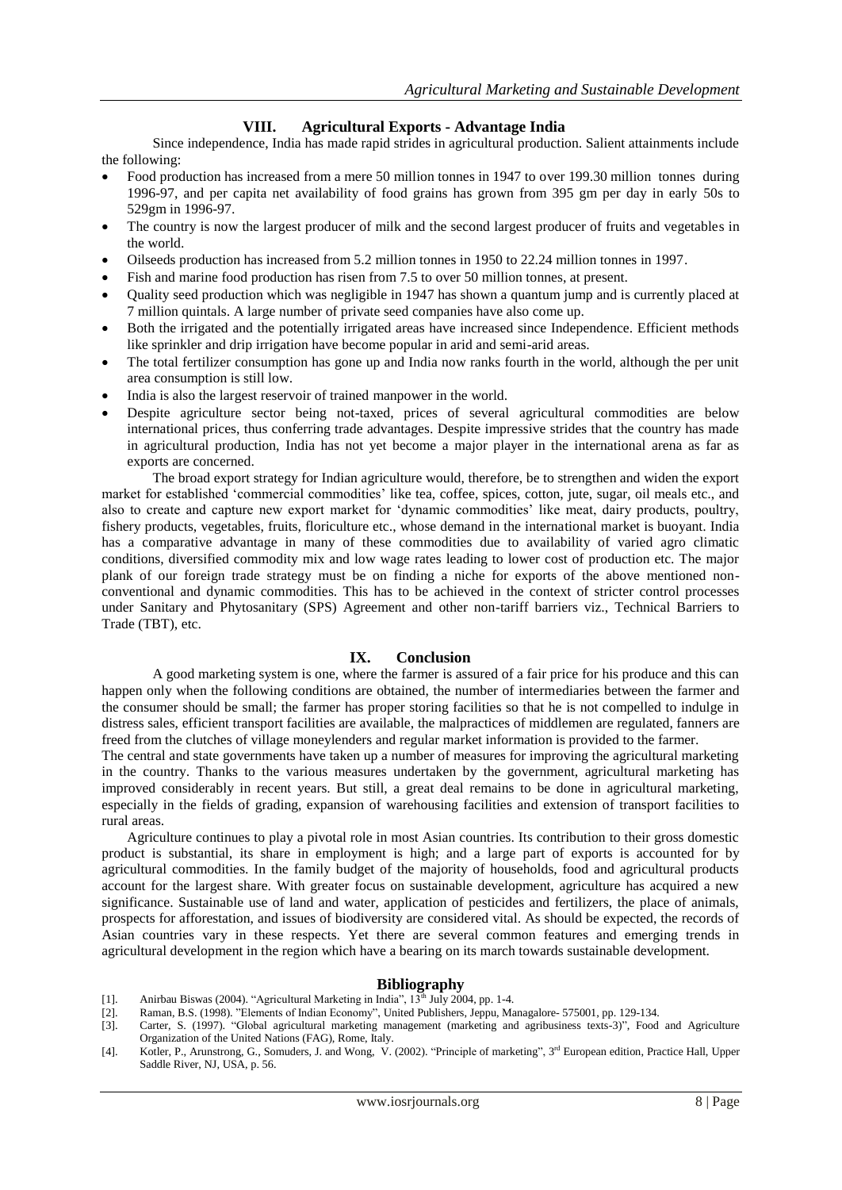## VIII. Agricultural Exports - Advantage India

Since independence, India has made rapid strides in agricultural production. Salient attainments include the following:

- Food production has increased from a mere 50 million tonnes in 1947 to over 199.30 million tonnes during 1996-97, and per capita net availability of food grains has grown from 395 gm per day in early 50s to 529gm in 1996-97.
- The country is now the largest producer of milk and the second largest producer of fruits and vegetables in the world.
- Oilseeds production has increased from 5.2 million tonnes in 1950 to 22.24 million tonnes in 1997.
- Fish and marine food production has risen from 7.5 to over 50 million tonnes, at present.
- Quality seed production which was negligible in 1947 has shown a quantum jump and is currently placed at 7 million quintals. A large number of private seed companies have also come up.
- Both the irrigated and the potentially irrigated areas have increased since Independence. Efficient methods like sprinkler and drip irrigation have become popular in arid and semi-arid areas.
- The total fertilizer consumption has gone up and India now ranks fourth in the world, although the per unit area consumption is still low.
- India is also the largest reservoir of trained manpower in the world.
- Despite agriculture sector being not-taxed, prices of several agricultural commodities are below international prices, thus conferring trade advantages. Despite impressive strides that the country has made in agricultural production, India has not yet become a major player in the international arena as far as exports are concerned.

The broad export strategy for Indian agriculture would, therefore, be to strengthen and widen the export market for established 'commercial commodities' like tea, coffee, spices, cotton, jute, sugar, oil meals etc., and also to create and capture new export market for 'dynamic commodities' like meat, dairy products, poultry, fishery products, vegetables, fruits, floriculture etc., whose demand in the international market is buoyant. India has a comparative advantage in many of these commodities due to availability of varied agro climatic conditions, diversified commodity mix and low wage rates leading to lower cost of production etc. The major plank of our foreign trade strategy must be on finding a niche for exports of the above mentioned non-conventional and dynamic commodities. This has to be achieved in the context of stricter control processes under Sanitary and Phytosanitary (SPS) Agreement and other non-tariff barriers viz., Technical Barriers to Trade (TBT), etc.

## IX. Conclusion

A good marketing system is one, where the farmer is assured of a fair price for his produce and this can happen only when the following conditions are obtained, the number of intermediaries between the farmer and the consumer should be small; the farmer has proper storing facilities so that he is not compelled to indulge in distress sales, efficient transport facilities are available, the malpractices of middlemen are regulated, fanners are freed from the clutches of village moneylenders and regular market information is provided to the farmer.

The central and state governments have taken up a number of measures for improving the agricultural marketing in the country. Thanks to the various measures undertaken by the government, agricultural marketing has improved considerably in recent years. But still, a great deal remains to be done in agricultural marketing, especially in the fields of grading, expansion of warehousing facilities and extension of transport facilities to rural areas.

Agriculture continues to play a pivotal role in most Asian countries. Its contribution to their gross domestic product is substantial, its share in employment is high; and a large part of exports is accounted for by agricultural commodities. In the family budget of the majority of households, food and agricultural products account for the largest share. With greater focus on sustainable development, agriculture has acquired a new significance. Sustainable use of land and water, application of pesticides and fertilizers, the place of animals, prospects for afforestation, and issues of biodiversity are considered vital. As should be expected, the records of Asian countries vary in these respects. Yet there are several common features and emerging trends in agricultural development in the region which have a bearing on its march towards sustainable development.

## Bibliography

[1]. Anirbau Biswas (2004). "Agricultural Marketing in India", 13th July 2004, pp. 1-4.

[2]. Raman, B.S. (1998). "Elements of Indian Economy", United Publishers, Jeppu, Managalore- 575001, pp. 129-134.

[3]. Carter, S. (1997). "Global agricultural marketing management (marketing and agribusiness texts-3)", Food and Agriculture Organization of the United Nations (FAG), Rome, Italy.

[4]. Kotler, P., Arunstrong, G., Somuders, J. and Wong, V. (2002). "Principle of marketing", 3rd European edition, Practice Hall, Upper Saddle River, NJ, USA, p. 56.